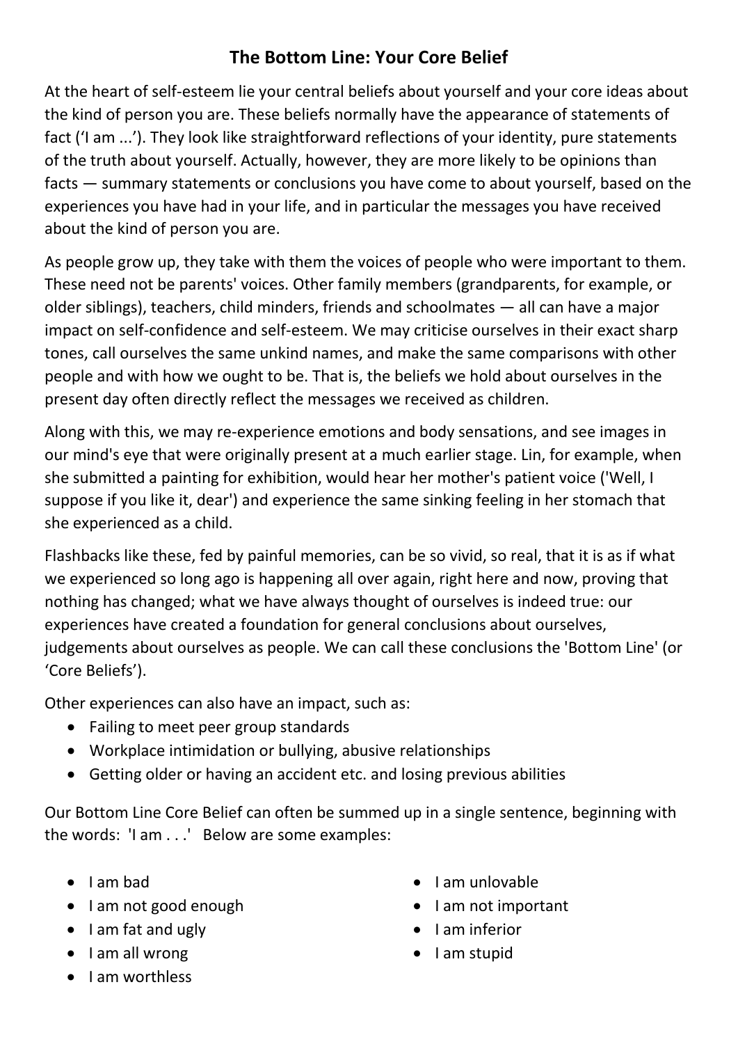# The Bottom Line: Your Core Belief

At the heart of self-esteem lie your central beliefs about yourself and your core ideas about the kind of person you are. These beliefs normally have the appearance of statements of fact ('I am ...'). They look like straightforward reflections of your identity, pure statements of the truth about yourself. Actually, however, they are more likely to be opinions than facts — summary statements or conclusions you have come to about yourself, based on the experiences you have had in your life, and in particular the messages you have received about the kind of person you are.

As people grow up, they take with them the voices of people who were important to them. These need not be parents' voices. Other family members (grandparents, for example, or older siblings), teachers, child minders, friends and schoolmates — all can have a major impact on self-confidence and self-esteem. We may criticise ourselves in their exact sharp tones, call ourselves the same unkind names, and make the same comparisons with other people and with how we ought to be. That is, the beliefs we hold about ourselves in the present day often directly reflect the messages we received as children.

Along with this, we may re-experience emotions and body sensations, and see images in our mind's eye that were originally present at a much earlier stage. Lin, for example, when she submitted a painting for exhibition, would hear her mother's patient voice ('Well, I suppose if you like it, dear') and experience the same sinking feeling in her stomach that she experienced as a child.

Flashbacks like these, fed by painful memories, can be so vivid, so real, that it is as if what we experienced so long ago is happening all over again, right here and now, proving that nothing has changed; what we have always thought of ourselves is indeed true: our experiences have created a foundation for general conclusions about ourselves, judgements about ourselves as people. We can call these conclusions the 'Bottom Line' (or 'Core Beliefs').

Other experiences can also have an impact, such as:

- Failing to meet peer group standards
- Workplace intimidation or bullying, abusive relationships
- Getting older or having an accident etc. and losing previous abilities

Our Bottom Line Core Belief can often be summed up in a single sentence, beginning with the words: 'I am . . .' Below are some examples:

- I am bad
- I am not good enough
- I am fat and ugly
- I am all wrong
- I am worthless
- I am unlovable
- I am not important
- I am inferior
- I am stupid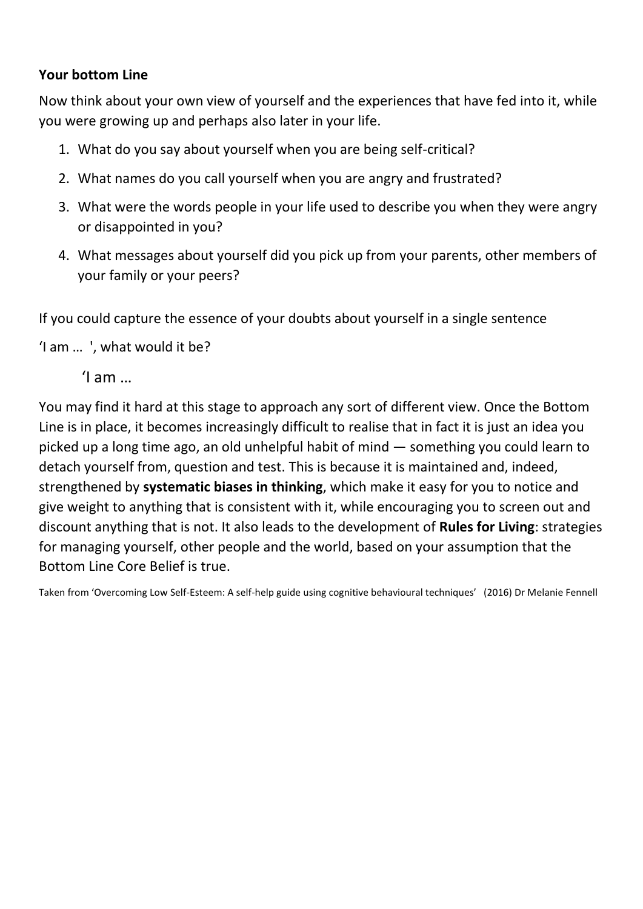**Your bottom Line**

Now think about your own view of yourself and the experiences that have fed into it, while you were growing up and perhaps also later in your life.

1. What do you say about yourself when you are being self-critical?
2. What names do you call yourself when you are angry and frustrated?
3. What were the words people in your life used to describe you when they were angry or disappointed in you?
4. What messages about yourself did you pick up from your parents, other members of your family or your peers?

If you could capture the essence of your doubts about yourself in a single sentence

'I am … ', what would it be?

'I am …

You may find it hard at this stage to approach any sort of different view. Once the Bottom Line is in place, it becomes increasingly difficult to realise that in fact it is just an idea you picked up a long time ago, an old unhelpful habit of mind — something you could learn to detach yourself from, question and test. This is because it is maintained and, indeed, strengthened by **systematic biases in thinking**, which make it easy for you to notice and give weight to anything that is consistent with it, while encouraging you to screen out and discount anything that is not. It also leads to the development of **Rules for Living**: strategies for managing yourself, other people and the world, based on your assumption that the Bottom Line Core Belief is true.

Taken from 'Overcoming Low Self-Esteem: A self-help guide using cognitive behavioural techniques' (2016) Dr Melanie Fennell